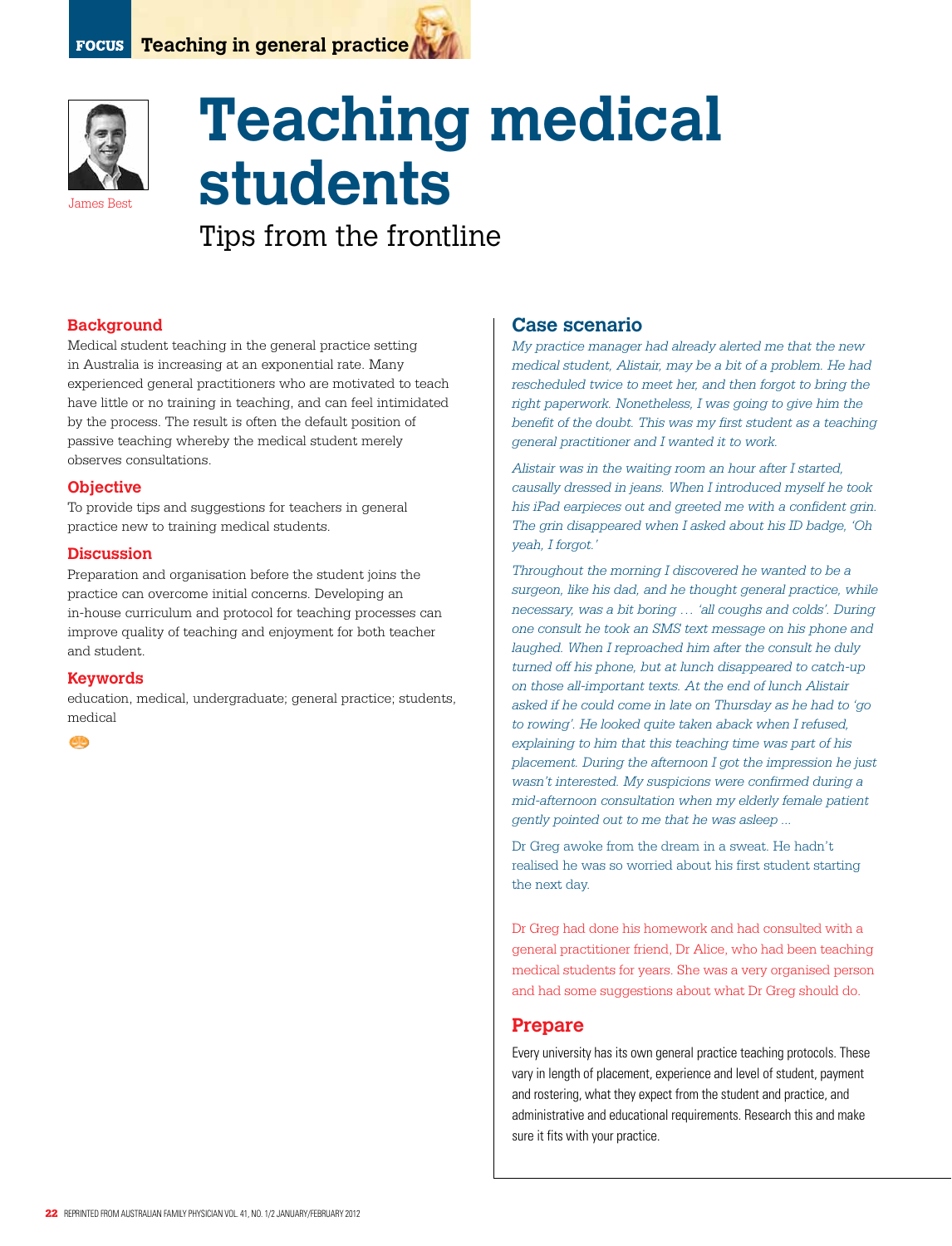# Teaching medical students

## Tips from the frontline

James Best

### Background

Medical student teaching in the general practice setting in Australia is increasing at an exponential rate. Many experienced general practitioners who are motivated to teach have little or no training in teaching, and can feel intimidated by the process. The result is often the default position of passive teaching whereby the medical student merely observes consultations.

### Objective

To provide tips and suggestions for teachers in general practice new to training medical students.

### Discussion

Preparation and organisation before the student joins the practice can overcome initial concerns. Developing an in-house curriculum and protocol for teaching processes can improve quality of teaching and enjoyment for both teacher and student.

### Keywords

education, medical, undergraduate; general practice; students, medical

## Case scenario

*My practice manager had already alerted me that the new medical student, Alistair, may be a bit of a problem. He had rescheduled twice to meet her, and then forgot to bring the right paperwork. Nonetheless, I was going to give him the benefit of the doubt. This was my first student as a teaching general practitioner and I wanted it to work.*

*Alistair was in the waiting room an hour after I started, causally dressed in jeans. When I introduced myself he took his iPad earpieces out and greeted me with a confident grin. The grin disappeared when I asked about his ID badge, 'Oh yeah, I forgot.'*

*Throughout the morning I discovered he wanted to be a surgeon, like his dad, and he thought general practice, while necessary, was a bit boring … 'all coughs and colds'. During one consult he took an SMS text message on his phone and laughed. When I reproached him after the consult he duly turned off his phone, but at lunch disappeared to catch-up on those all-important texts. At the end of lunch Alistair asked if he could come in late on Thursday as he had to 'go to rowing'. He looked quite taken aback when I refused, explaining to him that this teaching time was part of his placement. During the afternoon I got the impression he just wasn't interested. My suspicions were confirmed during a mid-afternoon consultation when my elderly female patient gently pointed out to me that he was asleep ...*

Dr Greg awoke from the dream in a sweat. He hadn't realised he was so worried about his first student starting the next day.

Dr Greg had done his homework and had consulted with a general practitioner friend, Dr Alice, who had been teaching medical students for years. She was a very organised person and had some suggestions about what Dr Greg should do.

## Prepare

Every university has its own general practice teaching protocols. These vary in length of placement, experience and level of student, payment and rostering, what they expect from the student and practice, and administrative and educational requirements. Research this and make sure it fits with your practice.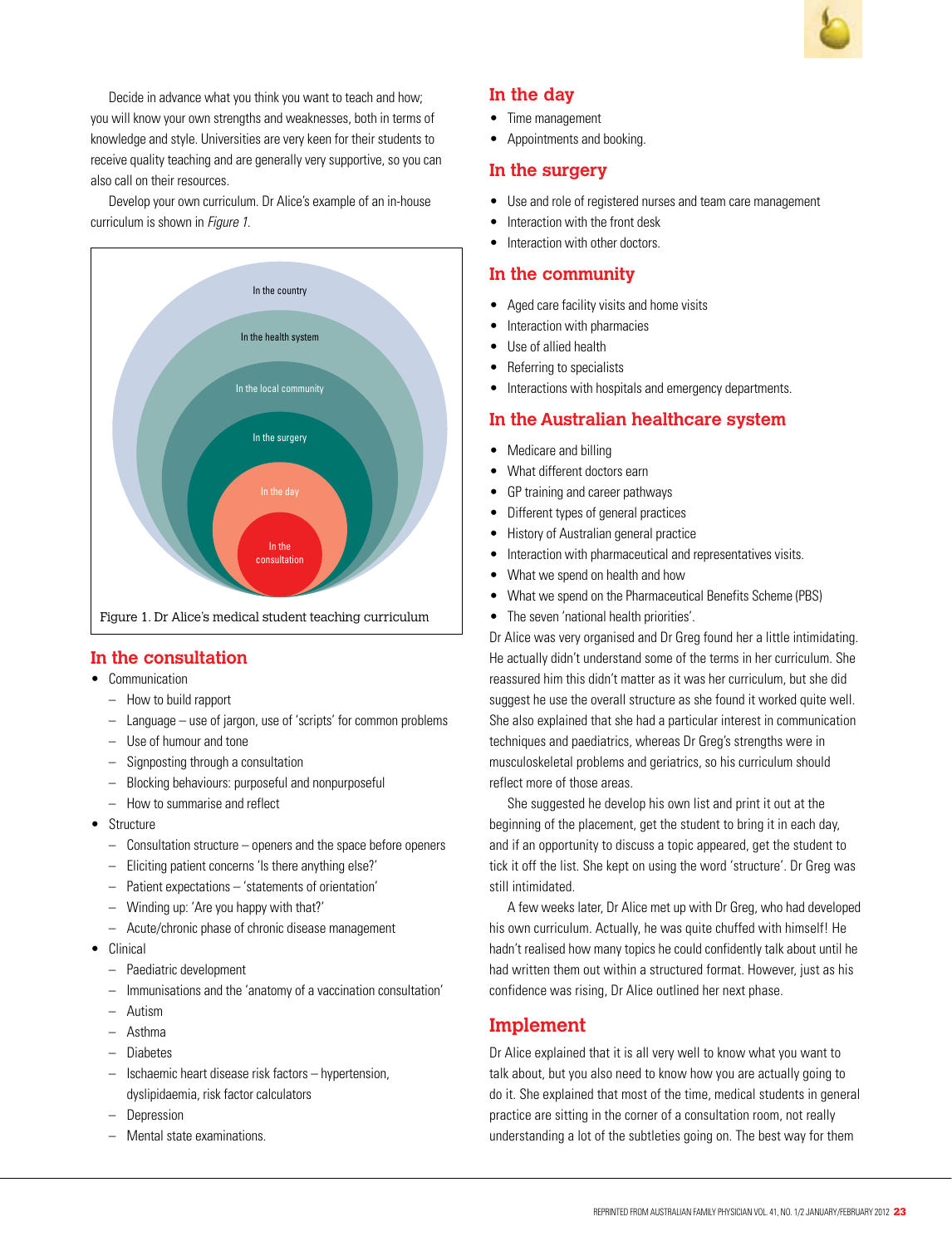Decide in advance what you think you want to teach and how; you will know your own strengths and weaknesses, both in terms of knowledge and style. Universities are very keen for their students to receive quality teaching and are generally very supportive, so you can also call on their resources.

Develop your own curriculum. Dr Alice's example of an in-house curriculum is shown in *Figure 1*.

In the country

In the health system

In the local community

In the surgery

In the day

In the consultation

Figure 1. Dr Alice's medical student teaching curriculum

## In the consultation

- Communication
  - How to build rapport
  - Language – use of jargon, use of 'scripts' for common problems
  - Use of humour and tone
  - Signposting through a consultation
  - Blocking behaviours: purposeful and nonpurposeful
  - How to summarise and reflect
- Structure
  - Consultation structure – openers and the space before openers
  - Eliciting patient concerns 'Is there anything else?'
  - Patient expectations – 'statements of orientation'
  - Winding up: 'Are you happy with that?'
  - Acute/chronic phase of chronic disease management
- Clinical
  - Paediatric development
  - Immunisations and the 'anatomy of a vaccination consultation'
  - Autism
  - Asthma
  - Diabetes
  - Ischaemic heart disease risk factors – hypertension, dyslipidaemia, risk factor calculators
  - Depression
  - Mental state examinations.

## In the day

- Time management
- Appointments and booking.

## In the surgery

- Use and role of registered nurses and team care management
- Interaction with the front desk
- Interaction with other doctors.

## In the community

- Aged care facility visits and home visits
- Interaction with pharmacies
- Use of allied health
- Referring to specialists
- Interactions with hospitals and emergency departments.

## In the Australian healthcare system

- Medicare and billing
- What different doctors earn
- GP training and career pathways
- Different types of general practices
- History of Australian general practice
- Interaction with pharmaceutical and representatives visits.
- What we spend on health and how
- What we spend on the Pharmaceutical Benefits Scheme (PBS)
- The seven 'national health priorities'.

Dr Alice was very organised and Dr Greg found her a little intimidating. He actually didn't understand some of the terms in her curriculum. She reassured him this didn't matter as it was her curriculum, but she did suggest he use the overall structure as she found it worked quite well. She also explained that she had a particular interest in communication techniques and paediatrics, whereas Dr Greg's strengths were in musculoskeletal problems and geriatrics, so his curriculum should reflect more of those areas.

She suggested he develop his own list and print it out at the beginning of the placement, get the student to bring it in each day, and if an opportunity to discuss a topic appeared, get the student to tick it off the list. She kept on using the word 'structure'. Dr Greg was still intimidated.

A few weeks later, Dr Alice met up with Dr Greg, who had developed his own curriculum. Actually, he was quite chuffed with himself! He hadn't realised how many topics he could confidently talk about until he had written them out within a structured format. However, just as his confidence was rising, Dr Alice outlined her next phase.

## Implement

Dr Alice explained that it is all very well to know what you want to talk about, but you also need to know how you are actually going to do it. She explained that most of the time, medical students in general practice are sitting in the corner of a consultation room, not really understanding a lot of the subtleties going on. The best way for them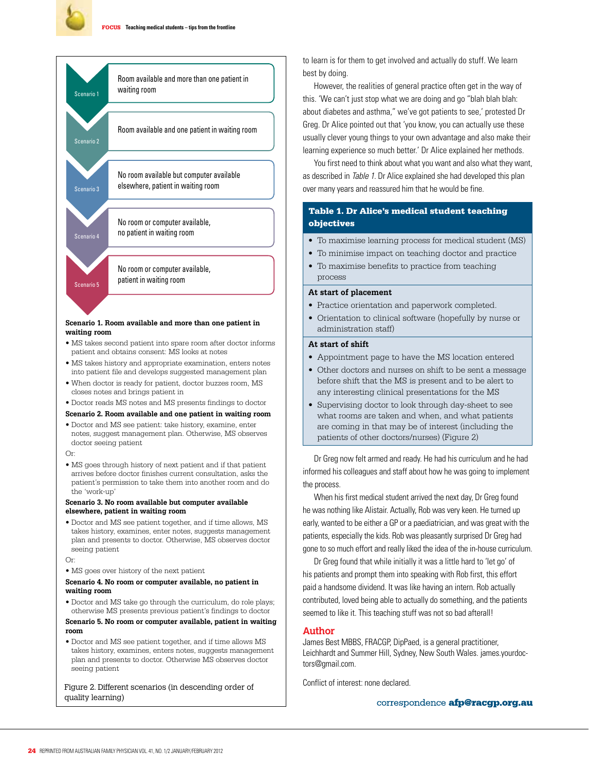Scenario 1

Room available and more than one patient in waiting room

Scenario 2

Room available and one patient in waiting room

Scenario 3

No room available but computer available elsewhere, patient in waiting room

Scenario 4

No room or computer available, no patient in waiting room

Scenario 5

No room or computer available, patient in waiting room

**Scenario 1. Room available and more than one patient in waiting room**

- MS takes second patient into spare room after doctor informs patient and obtains consent: MS looks at notes
- MS takes history and appropriate examination, enters notes into patient file and develops suggested management plan
- When doctor is ready for patient, doctor buzzes room, MS closes notes and brings patient in
- Doctor reads MS notes and MS presents findings to doctor

**Scenario 2. Room available and one patient in waiting room**

- Doctor and MS see patient: take history, examine, enter notes, suggest management plan. Otherwise, MS observes doctor seeing patient

Or:

- MS goes through history of next patient and if that patient arrives before doctor finishes current consultation, asks the patient's permission to take them into another room and do the 'work-up'

**Scenario 3. No room available but computer available elsewhere, patient in waiting room**

- Doctor and MS see patient together, and if time allows, MS takes history, examines, enter notes, suggests management plan and presents to doctor. Otherwise, MS observes doctor seeing patient

Or:

- MS goes over history of the next patient

**Scenario 4. No room or computer available, no patient in waiting room**

- Doctor and MS take go through the curriculum, do role plays; otherwise MS presents previous patient's findings to doctor

**Scenario 5. No room or computer available, patient in waiting room**

- Doctor and MS see patient together, and if time allows MS takes history, examines, enters notes, suggests management plan and presents to doctor. Otherwise MS observes doctor seeing patient

Figure 2. Different scenarios (in descending order of quality learning)

to learn is for them to get involved and actually do stuff. We learn best by doing.

However, the realities of general practice often get in the way of this. 'We can't just stop what we are doing and go "blah blah blah: about diabetes and asthma," we've got patients to see,' protested Dr Greg. Dr Alice pointed out that 'you know, you can actually use these usually clever young things to your own advantage and also make their learning experience so much better.' Dr Alice explained her methods.

You first need to think about what you want and also what they want, as described in *Table 1*. Dr Alice explained she had developed this plan over many years and reassured him that he would be fine.

**Table 1. Dr Alice's medical student teaching objectives**

- To maximise learning process for medical student (MS)
- To minimise impact on teaching doctor and practice
- To maximise benefits to practice from teaching process

**At start of placement**

- Practice orientation and paperwork completed.
- Orientation to clinical software (hopefully by nurse or administration staff)

**At start of shift**

- Appointment page to have the MS location entered
- Other doctors and nurses on shift to be sent a message before shift that the MS is present and to be alert to any interesting clinical presentations for the MS
- Supervising doctor to look through day-sheet to see what rooms are taken and when, and what patients are coming in that may be of interest (including the patients of other doctors/nurses) (Figure 2)

Dr Greg now felt armed and ready. He had his curriculum and he had informed his colleagues and staff about how he was going to implement the process.

When his first medical student arrived the next day, Dr Greg found he was nothing like Alistair. Actually, Rob was very keen. He turned up early, wanted to be either a GP or a paediatrician, and was great with the patients, especially the kids. Rob was pleasantly surprised Dr Greg had gone to so much effort and really liked the idea of the in-house curriculum.

Dr Greg found that while initially it was a little hard to 'let go' of his patients and prompt them into speaking with Rob first, this effort paid a handsome dividend. It was like having an intern. Rob actually contributed, loved being able to actually do something, and the patients seemed to like it. This teaching stuff was not so bad afterall!

## Author

James Best MBBS, FRACGP, DipPaed, is a general practitioner, Leichhardt and Summer Hill, Sydney, New South Wales. james.yourdoctors@gmail.com.

Conflict of interest: none declared.

correspondence **afp@racgp.org.au**